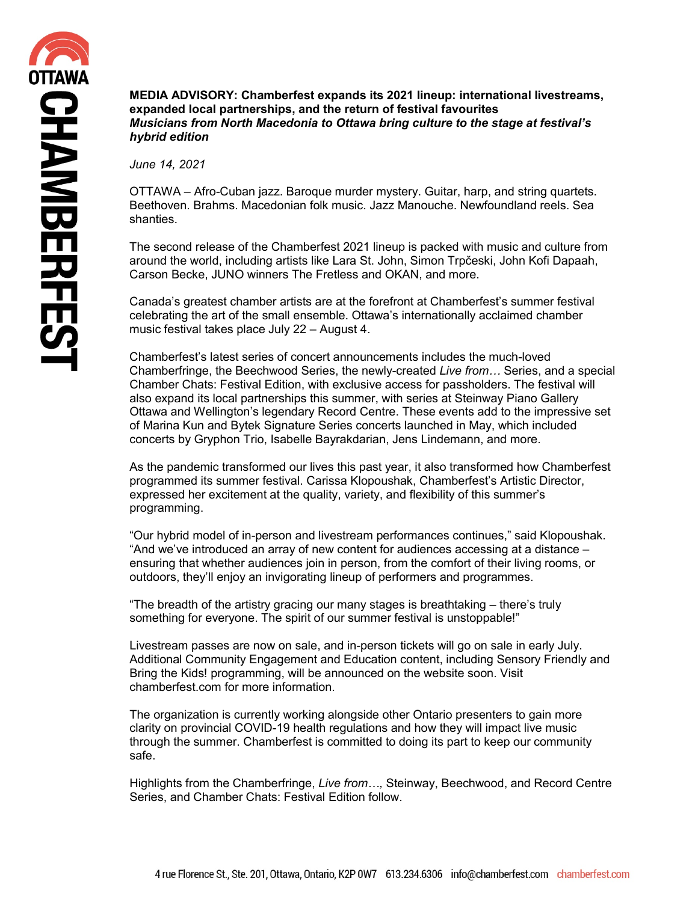**MEDIA ADVISORY: Chamberfest expands its 2021 lineup: international livestreams, expanded local partnerships, and the return of festival favourites**
***Musicians from North Macedonia to Ottawa bring culture to the stage at festival's hybrid edition***

*June 14, 2021*

OTTAWA – Afro-Cuban jazz. Baroque murder mystery. Guitar, harp, and string quartets. Beethoven. Brahms. Macedonian folk music. Jazz Manouche. Newfoundland reels. Sea shanties.

The second release of the Chamberfest 2021 lineup is packed with music and culture from around the world, including artists like Lara St. John, Simon Trpčeski, John Kofi Dapaah, Carson Becke, JUNO winners The Fretless and OKAN, and more.

Canada's greatest chamber artists are at the forefront at Chamberfest's summer festival celebrating the art of the small ensemble. Ottawa's internationally acclaimed chamber music festival takes place July 22 – August 4.

Chamberfest's latest series of concert announcements includes the much-loved Chamberfringe, the Beechwood Series, the newly-created *Live from…* Series, and a special Chamber Chats: Festival Edition, with exclusive access for passholders. The festival will also expand its local partnerships this summer, with series at Steinway Piano Gallery Ottawa and Wellington's legendary Record Centre. These events add to the impressive set of Marina Kun and Bytek Signature Series concerts launched in May, which included concerts by Gryphon Trio, Isabelle Bayrakdarian, Jens Lindemann, and more.

As the pandemic transformed our lives this past year, it also transformed how Chamberfest programmed its summer festival. Carissa Klopoushak, Chamberfest's Artistic Director, expressed her excitement at the quality, variety, and flexibility of this summer's programming.

"Our hybrid model of in-person and livestream performances continues," said Klopoushak. "And we've introduced an array of new content for audiences accessing at a distance – ensuring that whether audiences join in person, from the comfort of their living rooms, or outdoors, they'll enjoy an invigorating lineup of performers and programmes.

"The breadth of the artistry gracing our many stages is breathtaking – there's truly something for everyone. The spirit of our summer festival is unstoppable!"

Livestream passes are now on sale, and in-person tickets will go on sale in early July. Additional Community Engagement and Education content, including Sensory Friendly and Bring the Kids! programming, will be announced on the website soon. Visit chamberfest.com for more information.

The organization is currently working alongside other Ontario presenters to gain more clarity on provincial COVID-19 health regulations and how they will impact live music through the summer. Chamberfest is committed to doing its part to keep our community safe.

Highlights from the Chamberfringe, *Live from…,* Steinway, Beechwood, and Record Centre Series, and Chamber Chats: Festival Edition follow.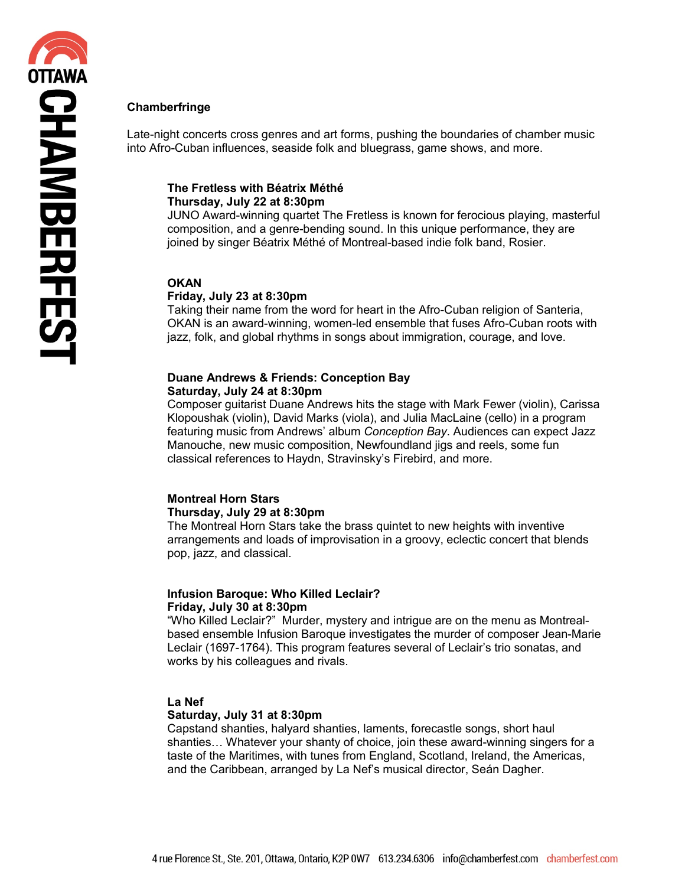## Chamberfringe

Late-night concerts cross genres and art forms, pushing the boundaries of chamber music into Afro-Cuban influences, seaside folk and bluegrass, game shows, and more.

### The Fretless with Béatrix Méthé

**Thursday, July 22 at 8:30pm**

JUNO Award-winning quartet The Fretless is known for ferocious playing, masterful composition, and a genre-bending sound. In this unique performance, they are joined by singer Béatrix Méthé of Montreal-based indie folk band, Rosier.

### OKAN

**Friday, July 23 at 8:30pm**

Taking their name from the word for heart in the Afro-Cuban religion of Santeria, OKAN is an award-winning, women-led ensemble that fuses Afro-Cuban roots with jazz, folk, and global rhythms in songs about immigration, courage, and love.

### Duane Andrews & Friends: Conception Bay

**Saturday, July 24 at 8:30pm**

Composer guitarist Duane Andrews hits the stage with Mark Fewer (violin), Carissa Klopoushak (violin), David Marks (viola), and Julia MacLaine (cello) in a program featuring music from Andrews' album *Conception Bay*. Audiences can expect Jazz Manouche, new music composition, Newfoundland jigs and reels, some fun classical references to Haydn, Stravinsky's Firebird, and more.

### Montreal Horn Stars

**Thursday, July 29 at 8:30pm**

The Montreal Horn Stars take the brass quintet to new heights with inventive arrangements and loads of improvisation in a groovy, eclectic concert that blends pop, jazz, and classical.

### Infusion Baroque: Who Killed Leclair?

**Friday, July 30 at 8:30pm**

"Who Killed Leclair?" Murder, mystery and intrigue are on the menu as Montreal-based ensemble Infusion Baroque investigates the murder of composer Jean-Marie Leclair (1697-1764). This program features several of Leclair's trio sonatas, and works by his colleagues and rivals.

### La Nef

**Saturday, July 31 at 8:30pm**

Capstand shanties, halyard shanties, laments, forecastle songs, short haul shanties… Whatever your shanty of choice, join these award-winning singers for a taste of the Maritimes, with tunes from England, Scotland, Ireland, the Americas, and the Caribbean, arranged by La Nef's musical director, Seán Dagher.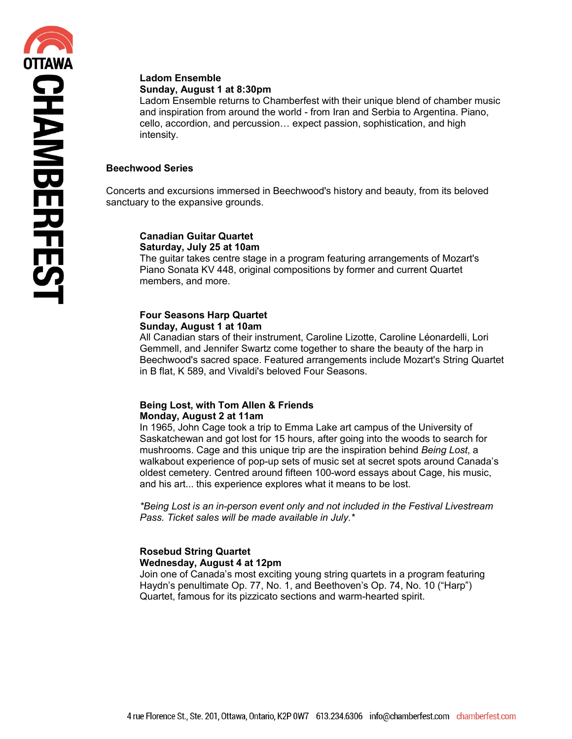**Ladom Ensemble**
**Sunday, August 1 at 8:30pm**
Ladom Ensemble returns to Chamberfest with their unique blend of chamber music and inspiration from around the world - from Iran and Serbia to Argentina. Piano, cello, accordion, and percussion… expect passion, sophistication, and high intensity.

## Beechwood Series

Concerts and excursions immersed in Beechwood's history and beauty, from its beloved sanctuary to the expansive grounds.

**Canadian Guitar Quartet**
**Saturday, July 25 at 10am**
The guitar takes centre stage in a program featuring arrangements of Mozart's Piano Sonata KV 448, original compositions by former and current Quartet members, and more.

**Four Seasons Harp Quartet**
**Sunday, August 1 at 10am**
All Canadian stars of their instrument, Caroline Lizotte, Caroline Léonardelli, Lori Gemmell, and Jennifer Swartz come together to share the beauty of the harp in Beechwood's sacred space. Featured arrangements include Mozart's String Quartet in B flat, K 589, and Vivaldi's beloved Four Seasons.

**Being Lost, with Tom Allen & Friends**
**Monday, August 2 at 11am**
In 1965, John Cage took a trip to Emma Lake art campus of the University of Saskatchewan and got lost for 15 hours, after going into the woods to search for mushrooms. Cage and this unique trip are the inspiration behind *Being Lost*, a walkabout experience of pop-up sets of music set at secret spots around Canada's oldest cemetery. Centred around fifteen 100-word essays about Cage, his music, and his art... this experience explores what it means to be lost.

*\*Being Lost is an in-person event only and not included in the Festival Livestream Pass. Ticket sales will be made available in July.\**

**Rosebud String Quartet**
**Wednesday, August 4 at 12pm**
Join one of Canada's most exciting young string quartets in a program featuring Haydn's penultimate Op. 77, No. 1, and Beethoven's Op. 74, No. 10 ("Harp") Quartet, famous for its pizzicato sections and warm-hearted spirit.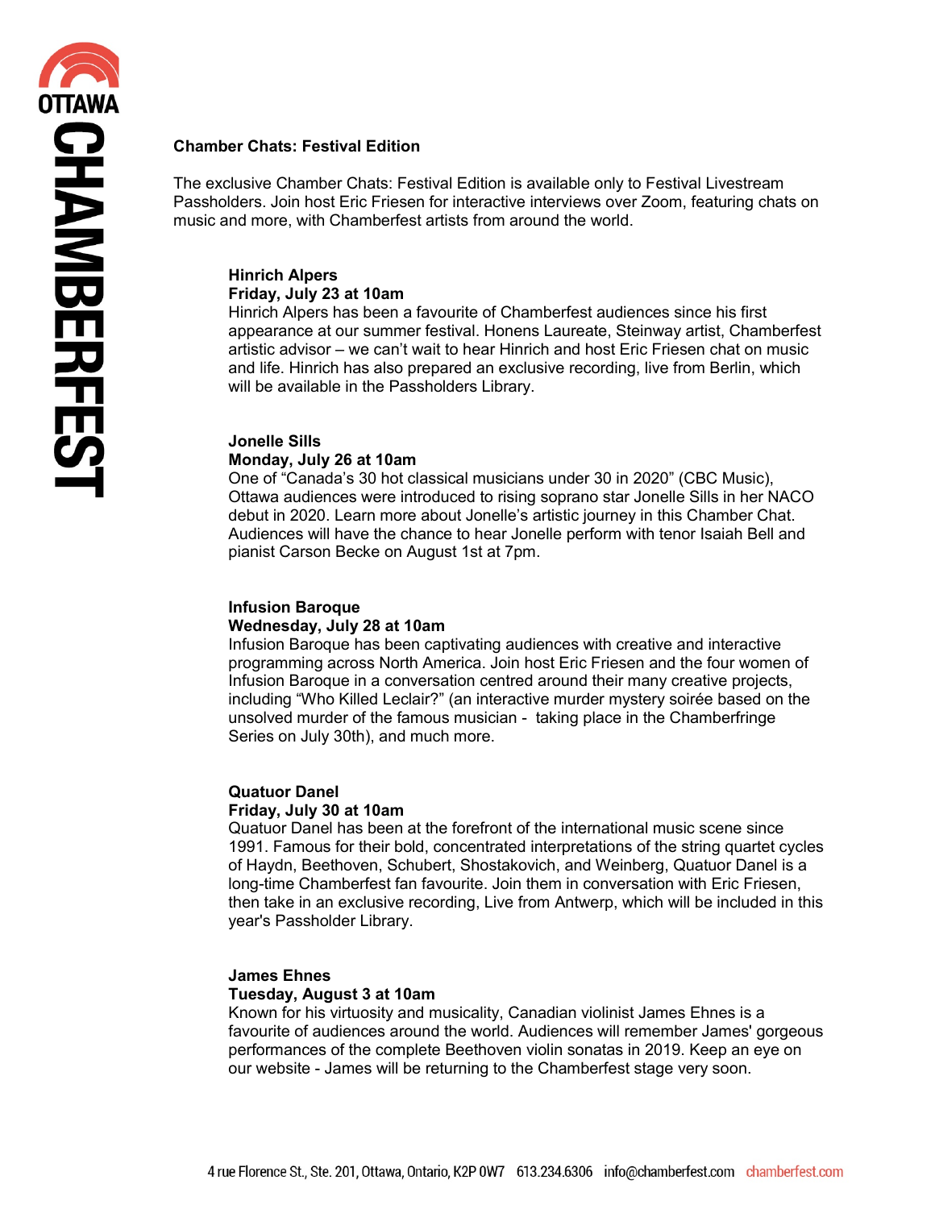## Chamber Chats: Festival Edition

The exclusive Chamber Chats: Festival Edition is available only to Festival Livestream Passholders. Join host Eric Friesen for interactive interviews over Zoom, featuring chats on music and more, with Chamberfest artists from around the world.

### Hinrich Alpers
**Friday, July 23 at 10am**

Hinrich Alpers has been a favourite of Chamberfest audiences since his first appearance at our summer festival. Honens Laureate, Steinway artist, Chamberfest artistic advisor – we can't wait to hear Hinrich and host Eric Friesen chat on music and life. Hinrich has also prepared an exclusive recording, live from Berlin, which will be available in the Passholders Library.

### Jonelle Sills
**Monday, July 26 at 10am**

One of "Canada's 30 hot classical musicians under 30 in 2020" (CBC Music), Ottawa audiences were introduced to rising soprano star Jonelle Sills in her NACO debut in 2020. Learn more about Jonelle's artistic journey in this Chamber Chat. Audiences will have the chance to hear Jonelle perform with tenor Isaiah Bell and pianist Carson Becke on August 1st at 7pm.

### Infusion Baroque
**Wednesday, July 28 at 10am**

Infusion Baroque has been captivating audiences with creative and interactive programming across North America. Join host Eric Friesen and the four women of Infusion Baroque in a conversation centred around their many creative projects, including "Who Killed Leclair?" (an interactive murder mystery soirée based on the unsolved murder of the famous musician - taking place in the Chamberfringe Series on July 30th), and much more.

### Quatuor Danel
**Friday, July 30 at 10am**

Quatuor Danel has been at the forefront of the international music scene since 1991. Famous for their bold, concentrated interpretations of the string quartet cycles of Haydn, Beethoven, Schubert, Shostakovich, and Weinberg, Quatuor Danel is a long-time Chamberfest fan favourite. Join them in conversation with Eric Friesen, then take in an exclusive recording, Live from Antwerp, which will be included in this year's Passholder Library.

### James Ehnes
**Tuesday, August 3 at 10am**

Known for his virtuosity and musicality, Canadian violinist James Ehnes is a favourite of audiences around the world. Audiences will remember James' gorgeous performances of the complete Beethoven violin sonatas in 2019. Keep an eye on our website - James will be returning to the Chamberfest stage very soon.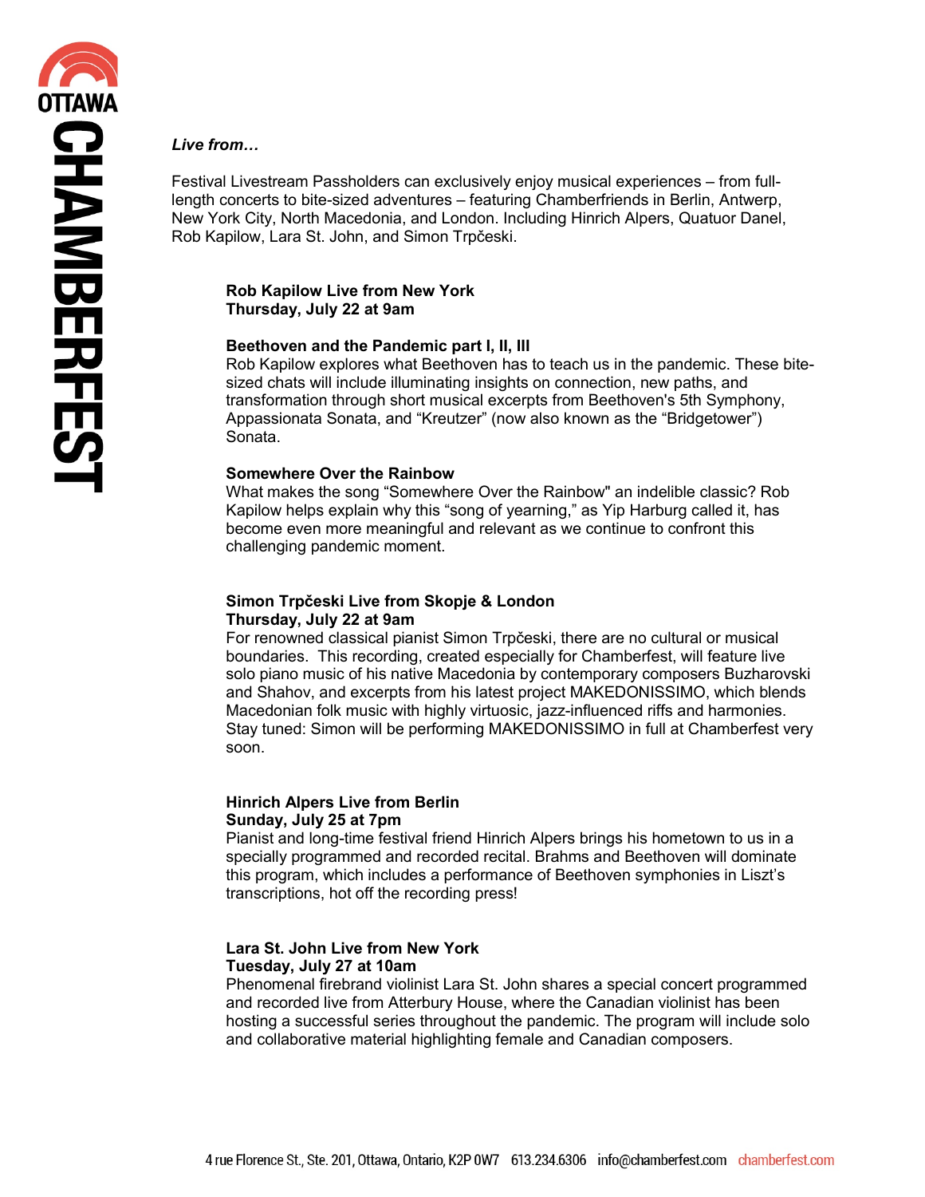*Live from…*

Festival Livestream Passholders can exclusively enjoy musical experiences – from full-length concerts to bite-sized adventures – featuring Chamberfriends in Berlin, Antwerp, New York City, North Macedonia, and London. Including Hinrich Alpers, Quatuor Danel, Rob Kapilow, Lara St. John, and Simon Trpčeski.

**Rob Kapilow Live from New York**
**Thursday, July 22 at 9am**

**Beethoven and the Pandemic part I, II, III**
Rob Kapilow explores what Beethoven has to teach us in the pandemic. These bite-sized chats will include illuminating insights on connection, new paths, and transformation through short musical excerpts from Beethoven's 5th Symphony, Appassionata Sonata, and "Kreutzer" (now also known as the "Bridgetower") Sonata.

**Somewhere Over the Rainbow**
What makes the song "Somewhere Over the Rainbow" an indelible classic? Rob Kapilow helps explain why this "song of yearning," as Yip Harburg called it, has become even more meaningful and relevant as we continue to confront this challenging pandemic moment.

**Simon Trpčeski Live from Skopje & London**
**Thursday, July 22 at 9am**
For renowned classical pianist Simon Trpčeski, there are no cultural or musical boundaries. This recording, created especially for Chamberfest, will feature live solo piano music of his native Macedonia by contemporary composers Buzharovski and Shahov, and excerpts from his latest project MAKEDONISSIMO, which blends Macedonian folk music with highly virtuosic, jazz-influenced riffs and harmonies. Stay tuned: Simon will be performing MAKEDONISSIMO in full at Chamberfest very soon.

**Hinrich Alpers Live from Berlin**
**Sunday, July 25 at 7pm**
Pianist and long-time festival friend Hinrich Alpers brings his hometown to us in a specially programmed and recorded recital. Brahms and Beethoven will dominate this program, which includes a performance of Beethoven symphonies in Liszt's transcriptions, hot off the recording press!

**Lara St. John Live from New York**
**Tuesday, July 27 at 10am**
Phenomenal firebrand violinist Lara St. John shares a special concert programmed and recorded live from Atterbury House, where the Canadian violinist has been hosting a successful series throughout the pandemic. The program will include solo and collaborative material highlighting female and Canadian composers.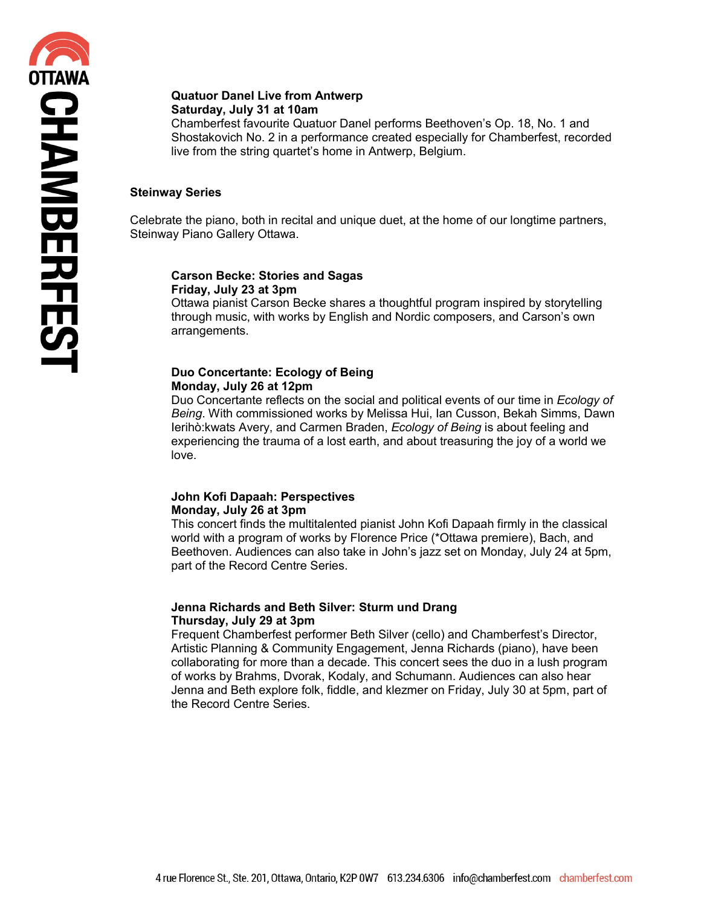### Quatuor Danel Live from Antwerp

**Saturday, July 31 at 10am**

Chamberfest favourite Quatuor Danel performs Beethoven's Op. 18, No. 1 and Shostakovich No. 2 in a performance created especially for Chamberfest, recorded live from the string quartet's home in Antwerp, Belgium.

## Steinway Series

Celebrate the piano, both in recital and unique duet, at the home of our longtime partners, Steinway Piano Gallery Ottawa.

### Carson Becke: Stories and Sagas

**Friday, July 23 at 3pm**

Ottawa pianist Carson Becke shares a thoughtful program inspired by storytelling through music, with works by English and Nordic composers, and Carson's own arrangements.

### Duo Concertante: Ecology of Being

**Monday, July 26 at 12pm**

Duo Concertante reflects on the social and political events of our time in *Ecology of Being*. With commissioned works by Melissa Hui, Ian Cusson, Bekah Simms, Dawn Ierihò:kwats Avery, and Carmen Braden, *Ecology of Being* is about feeling and experiencing the trauma of a lost earth, and about treasuring the joy of a world we love.

### John Kofi Dapaah: Perspectives

**Monday, July 26 at 3pm**

This concert finds the multitalented pianist John Kofi Dapaah firmly in the classical world with a program of works by Florence Price (*Ottawa premiere), Bach, and Beethoven. Audiences can also take in John's jazz set on Monday, July 24 at 5pm, part of the Record Centre Series.

### Jenna Richards and Beth Silver: Sturm und Drang

**Thursday, July 29 at 3pm**

Frequent Chamberfest performer Beth Silver (cello) and Chamberfest's Director, Artistic Planning & Community Engagement, Jenna Richards (piano), have been collaborating for more than a decade. This concert sees the duo in a lush program of works by Brahms, Dvorak, Kodaly, and Schumann. Audiences can also hear Jenna and Beth explore folk, fiddle, and klezmer on Friday, July 30 at 5pm, part of the Record Centre Series.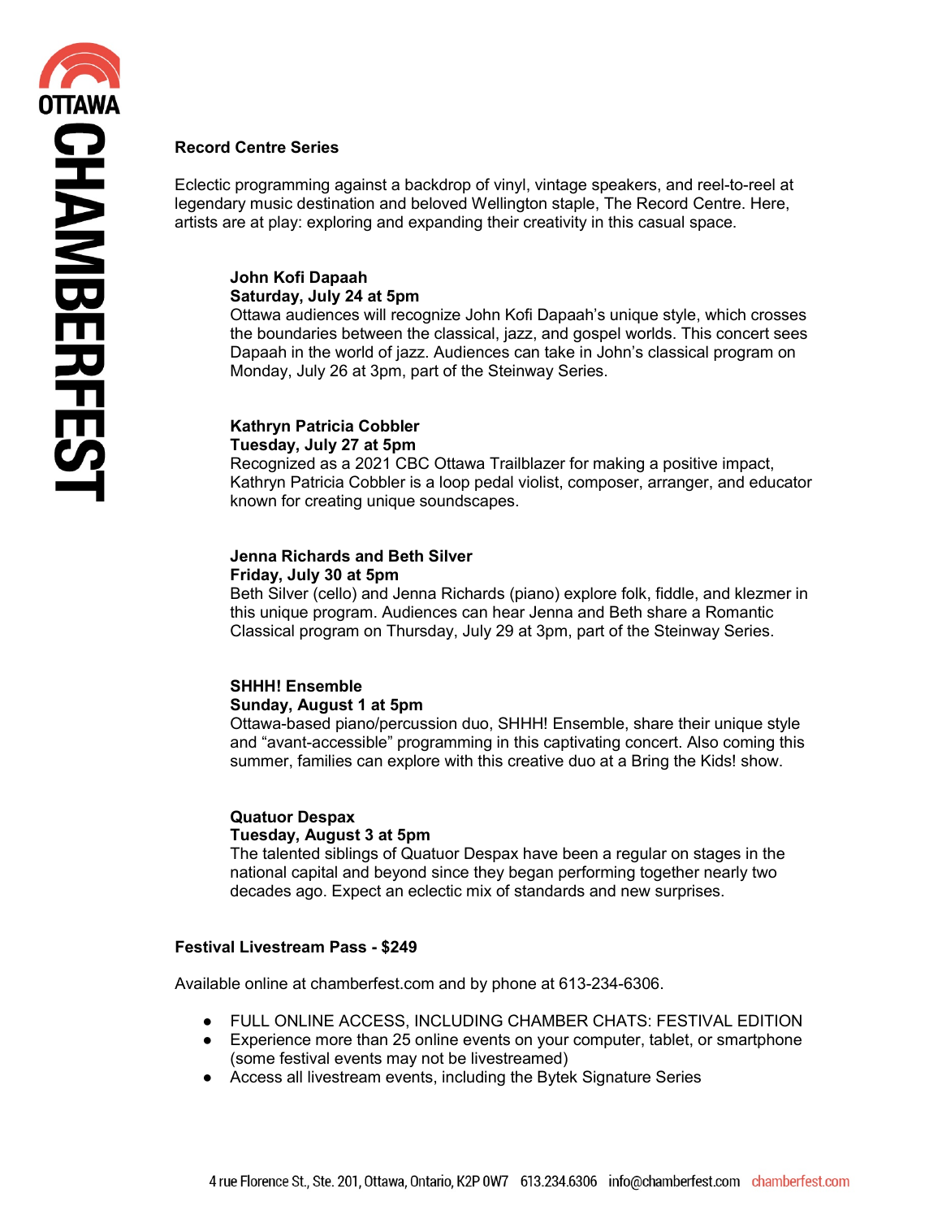## Record Centre Series

Eclectic programming against a backdrop of vinyl, vintage speakers, and reel-to-reel at legendary music destination and beloved Wellington staple, The Record Centre. Here, artists are at play: exploring and expanding their creativity in this casual space.

**John Kofi Dapaah**
**Saturday, July 24 at 5pm**
Ottawa audiences will recognize John Kofi Dapaah's unique style, which crosses the boundaries between the classical, jazz, and gospel worlds. This concert sees Dapaah in the world of jazz. Audiences can take in John's classical program on Monday, July 26 at 3pm, part of the Steinway Series.

**Kathryn Patricia Cobbler**
**Tuesday, July 27 at 5pm**
Recognized as a 2021 CBC Ottawa Trailblazer for making a positive impact, Kathryn Patricia Cobbler is a loop pedal violist, composer, arranger, and educator known for creating unique soundscapes.

**Jenna Richards and Beth Silver**
**Friday, July 30 at 5pm**
Beth Silver (cello) and Jenna Richards (piano) explore folk, fiddle, and klezmer in this unique program. Audiences can hear Jenna and Beth share a Romantic Classical program on Thursday, July 29 at 3pm, part of the Steinway Series.

**SHHH! Ensemble**
**Sunday, August 1 at 5pm**
Ottawa-based piano/percussion duo, SHHH! Ensemble, share their unique style and "avant-accessible" programming in this captivating concert. Also coming this summer, families can explore with this creative duo at a Bring the Kids! show.

**Quatuor Despax**
**Tuesday, August 3 at 5pm**
The talented siblings of Quatuor Despax have been a regular on stages in the national capital and beyond since they began performing together nearly two decades ago. Expect an eclectic mix of standards and new surprises.

## Festival Livestream Pass - $249

Available online at chamberfest.com and by phone at 613-234-6306.

- FULL ONLINE ACCESS, INCLUDING CHAMBER CHATS: FESTIVAL EDITION
- Experience more than 25 online events on your computer, tablet, or smartphone (some festival events may not be livestreamed)
- Access all livestream events, including the Bytek Signature Series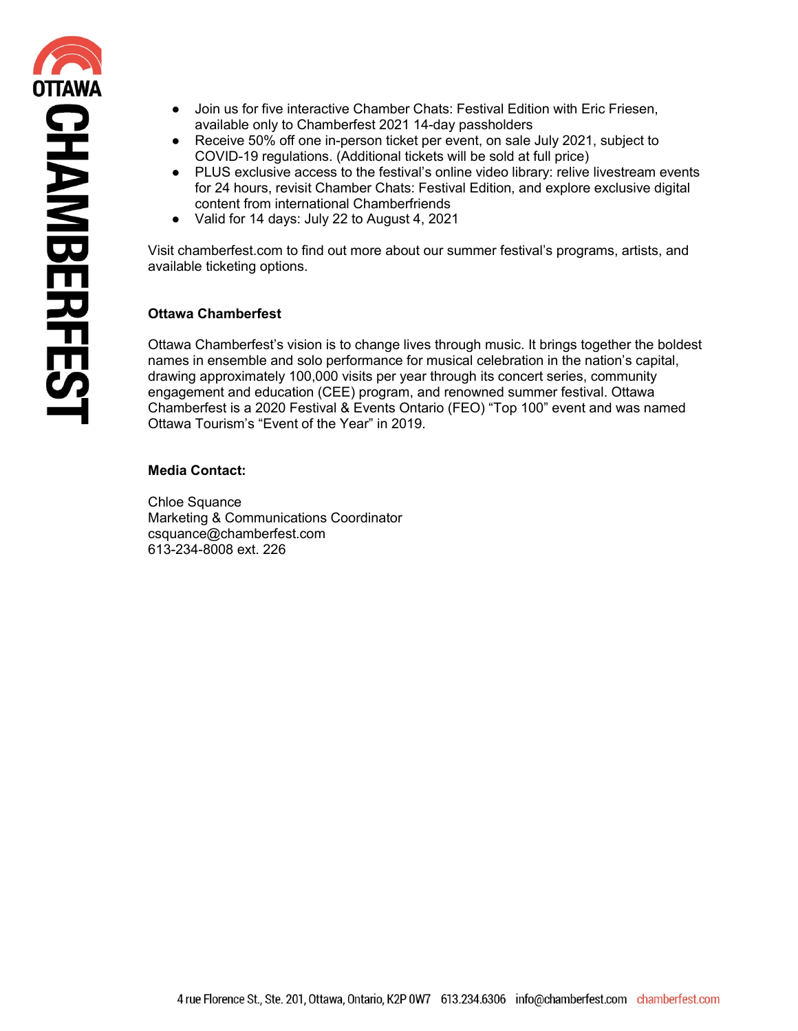- Join us for five interactive Chamber Chats: Festival Edition with Eric Friesen, available only to Chamberfest 2021 14-day passholders
- Receive 50% off one in-person ticket per event, on sale July 2021, subject to COVID-19 regulations. (Additional tickets will be sold at full price)
- PLUS exclusive access to the festival's online video library: relive livestream events for 24 hours, revisit Chamber Chats: Festival Edition, and explore exclusive digital content from international Chamberfriends
- Valid for 14 days: July 22 to August 4, 2021

Visit chamberfest.com to find out more about our summer festival's programs, artists, and available ticketing options.

**Ottawa Chamberfest**

Ottawa Chamberfest's vision is to change lives through music. It brings together the boldest names in ensemble and solo performance for musical celebration in the nation's capital, drawing approximately 100,000 visits per year through its concert series, community engagement and education (CEE) program, and renowned summer festival. Ottawa Chamberfest is a 2020 Festival & Events Ontario (FEO) "Top 100" event and was named Ottawa Tourism's "Event of the Year" in 2019.

**Media Contact:**

Chloe Squance
Marketing & Communications Coordinator
csquance@chamberfest.com
613-234-8008 ext. 226